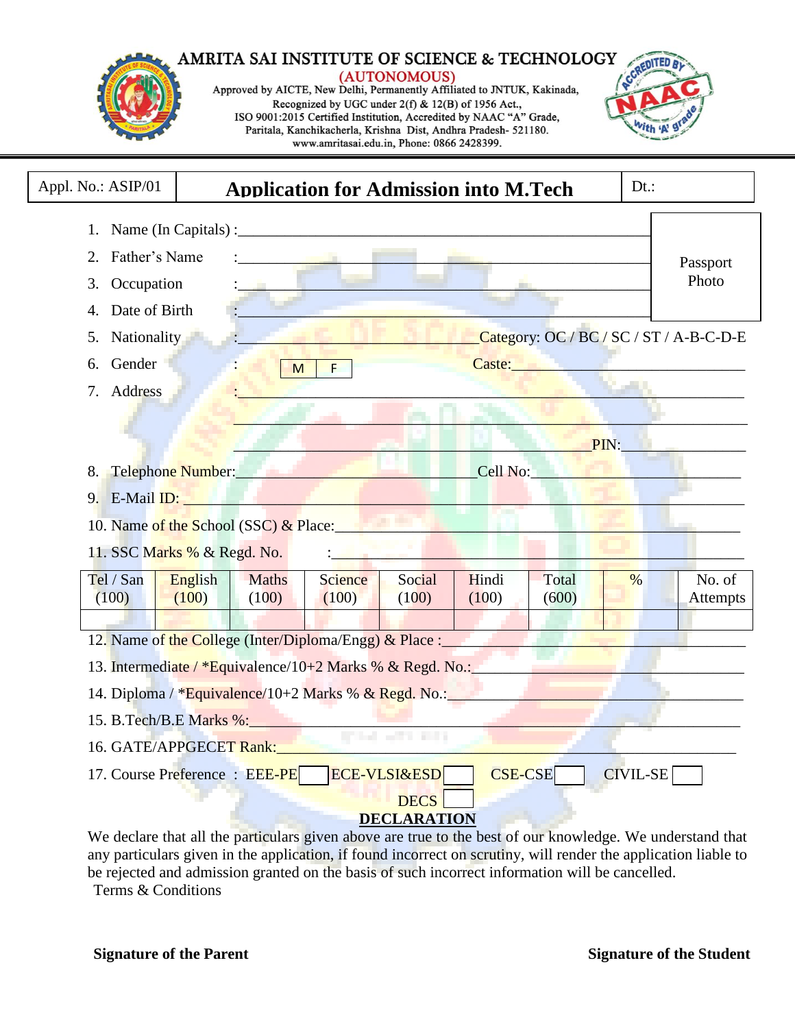# AMRITA SAI INSTITUTE OF SCIENCE & TECHNOLOGY

**(AUTONOMOUS)**

Approved by AICTE, New Delhi, Permanently Affiliated to JNTUK, Kakinada,
Recognized by UGC under 2(f) & 12(B) of 1956 Act.,
ISO 9001:2015 Certified Institution, Accredited by NAAC "A" Grade,
Paritala, Kanchikacherla, Krishna Dist, Andhra Pradesh- 521180.
www.amritasai.edu.in, Phone: 0866 2428399.

| Appl. No.: ASIP/01 | **Application for Admission into M.Tech** | Dt.: |
|---|---|---|

Passport Photo

1. Name (In Capitals) :____________________________________________
2. Father's Name :____________________________________________
3. Occupation :____________________________________________
4. Date of Birth :____________________________________________
5. Nationality :__________________________ Category: OC / BC / SC / ST / A-B-C-D-E
6. Gender : M | F Caste:__________________________
7. Address :____________________________________________

   ____________________________________________

   ____________________________________________ PIN:______________
8. Telephone Number:__________________________ Cell No:______________________
9. E-Mail ID: ____________________________________________
10. Name of the School (SSC) & Place:____________________________________________
11. SSC Marks % & Regd. No. :____________________________________________

| Tel / San (100) | English (100) | Maths (100) | Science (100) | Social (100) | Hindi (100) | Total (600) | % | No. of Attempts |
|---|---|---|---|---|---|---|---|---|
| | | | | | | | | |

12. Name of the College (Inter/Diploma/Engg) & Place :______________________________
13. Intermediate / *Equivalence/10+2 Marks % & Regd. No.:______________________________
14. Diploma / *Equivalence/10+2 Marks % & Regd. No.:______________________________
15. B.Tech/B.E Marks %:____________________________________________
16. GATE/APPGECET Rank:____________________________________________
17. Course Preference : EEE-PE ☐ ECE-VLSI&ESD ☐ CSE-CSE ☐ CIVIL-SE ☐ DECS ☐

## DECLARATION

We declare that all the particulars given above are true to the best of our knowledge. We understand that any particulars given in the application, if found incorrect on scrutiny, will render the application liable to be rejected and admission granted on the basis of such incorrect information will be cancelled.

Terms & Conditions

**Signature of the Parent** **Signature of the Student**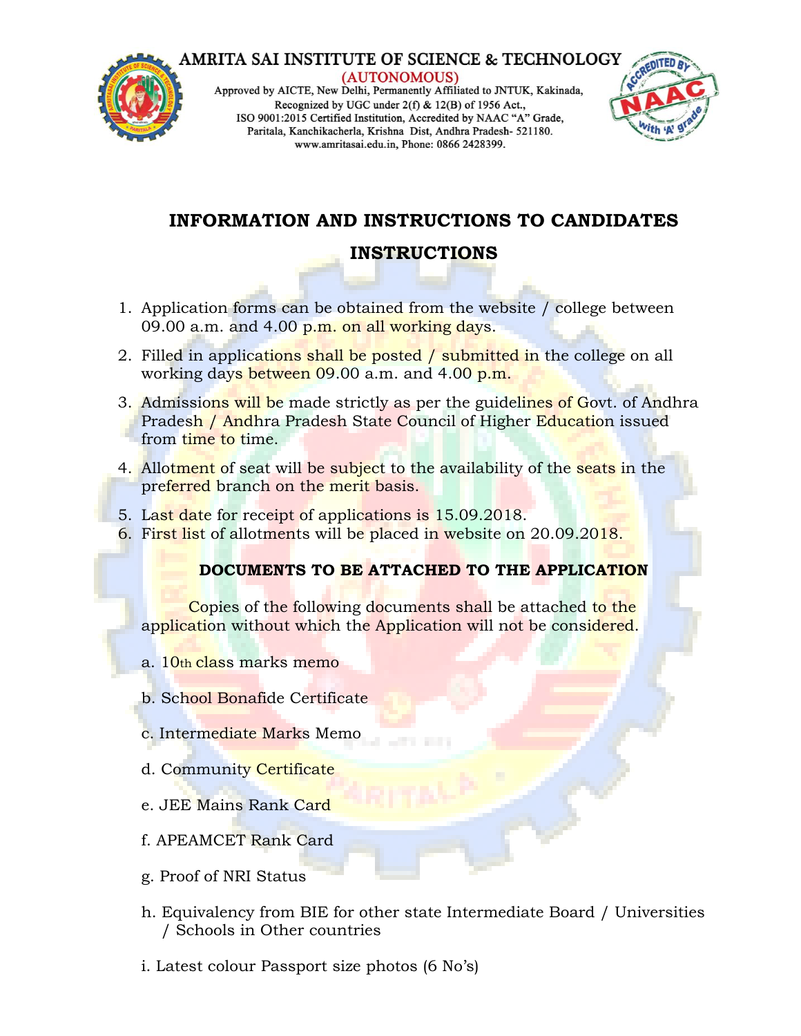AMRITA SAI INSTITUTE OF SCIENCE & TECHNOLOGY
(AUTONOMOUS)
Approved by AICTE, New Delhi, Permanently Affiliated to JNTUK, Kakinada,
Recognized by UGC under 2(f) & 12(B) of 1956 Act.,
ISO 9001:2015 Certified Institution, Accredited by NAAC "A" Grade,
Paritala, Kanchikacherla, Krishna Dist, Andhra Pradesh- 521180.
www.amritasai.edu.in, Phone: 0866 2428399.

# INFORMATION AND INSTRUCTIONS TO CANDIDATES

## INSTRUCTIONS

1. Application forms can be obtained from the website / college between 09.00 a.m. and 4.00 p.m. on all working days.
2. Filled in applications shall be posted / submitted in the college on all working days between 09.00 a.m. and 4.00 p.m.
3. Admissions will be made strictly as per the guidelines of Govt. of Andhra Pradesh / Andhra Pradesh State Council of Higher Education issued from time to time.
4. Allotment of seat will be subject to the availability of the seats in the preferred branch on the merit basis.
5. Last date for receipt of applications is 15.09.2018.
6. First list of allotments will be placed in website on 20.09.2018.

### DOCUMENTS TO BE ATTACHED TO THE APPLICATION

Copies of the following documents shall be attached to the application without which the Application will not be considered.

a. 10th class marks memo

b. School Bonafide Certificate

c. Intermediate Marks Memo

d. Community Certificate

e. JEE Mains Rank Card

f. APEAMCET Rank Card

g. Proof of NRI Status

h. Equivalency from BIE for other state Intermediate Board / Universities / Schools in Other countries

i. Latest colour Passport size photos (6 No's)